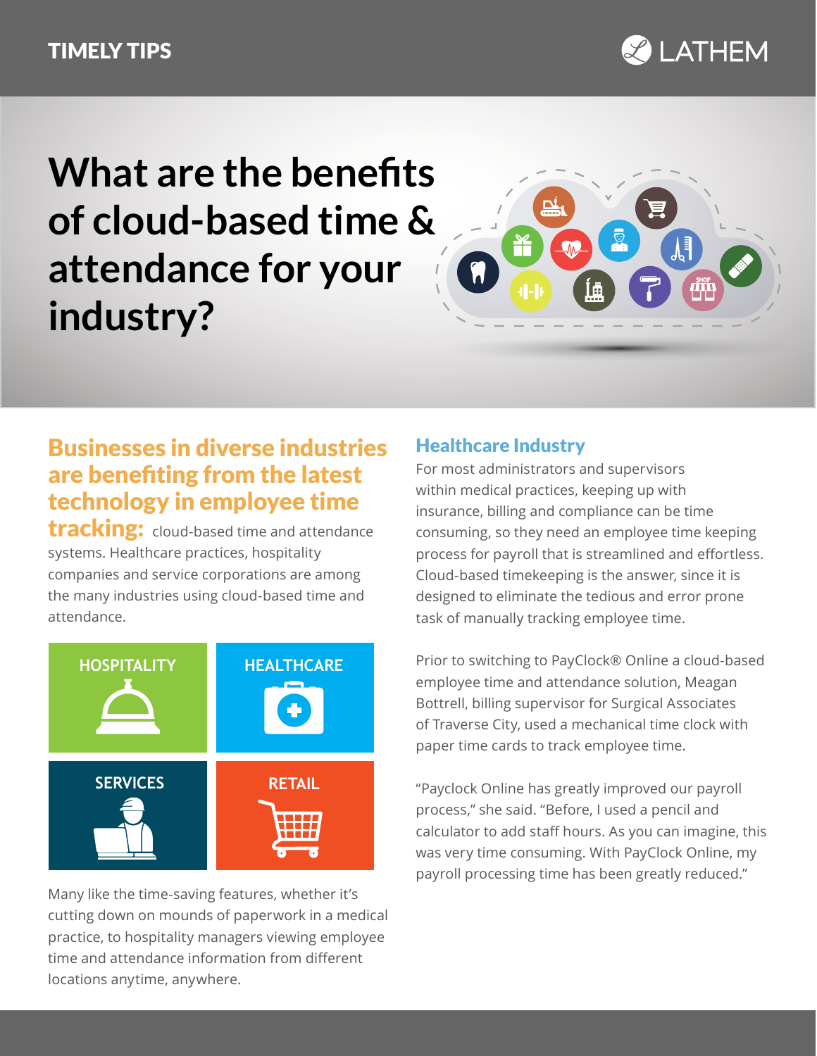TIMELY TIPS

LATHEM

# What are the benefits of cloud-based time & attendance for your industry?

**Businesses in diverse industries are benefiting from the latest technology in employee time tracking:** cloud-based time and attendance systems. Healthcare practices, hospitality companies and service corporations are among the many industries using cloud-based time and attendance.

HOSPITALITY

HEALTHCARE

SERVICES

RETAIL

Many like the time-saving features, whether it's cutting down on mounds of paperwork in a medical practice, to hospitality managers viewing employee time and attendance information from different locations anytime, anywhere.

## Healthcare Industry

For most administrators and supervisors within medical practices, keeping up with insurance, billing and compliance can be time consuming, so they need an employee time keeping process for payroll that is streamlined and effortless. Cloud-based timekeeping is the answer, since it is designed to eliminate the tedious and error prone task of manually tracking employee time.

Prior to switching to PayClock® Online a cloud-based employee time and attendance solution, Meagan Bottrell, billing supervisor for Surgical Associates of Traverse City, used a mechanical time clock with paper time cards to track employee time.

"Payclock Online has greatly improved our payroll process," she said. "Before, I used a pencil and calculator to add staff hours. As you can imagine, this was very time consuming. With PayClock Online, my payroll processing time has been greatly reduced."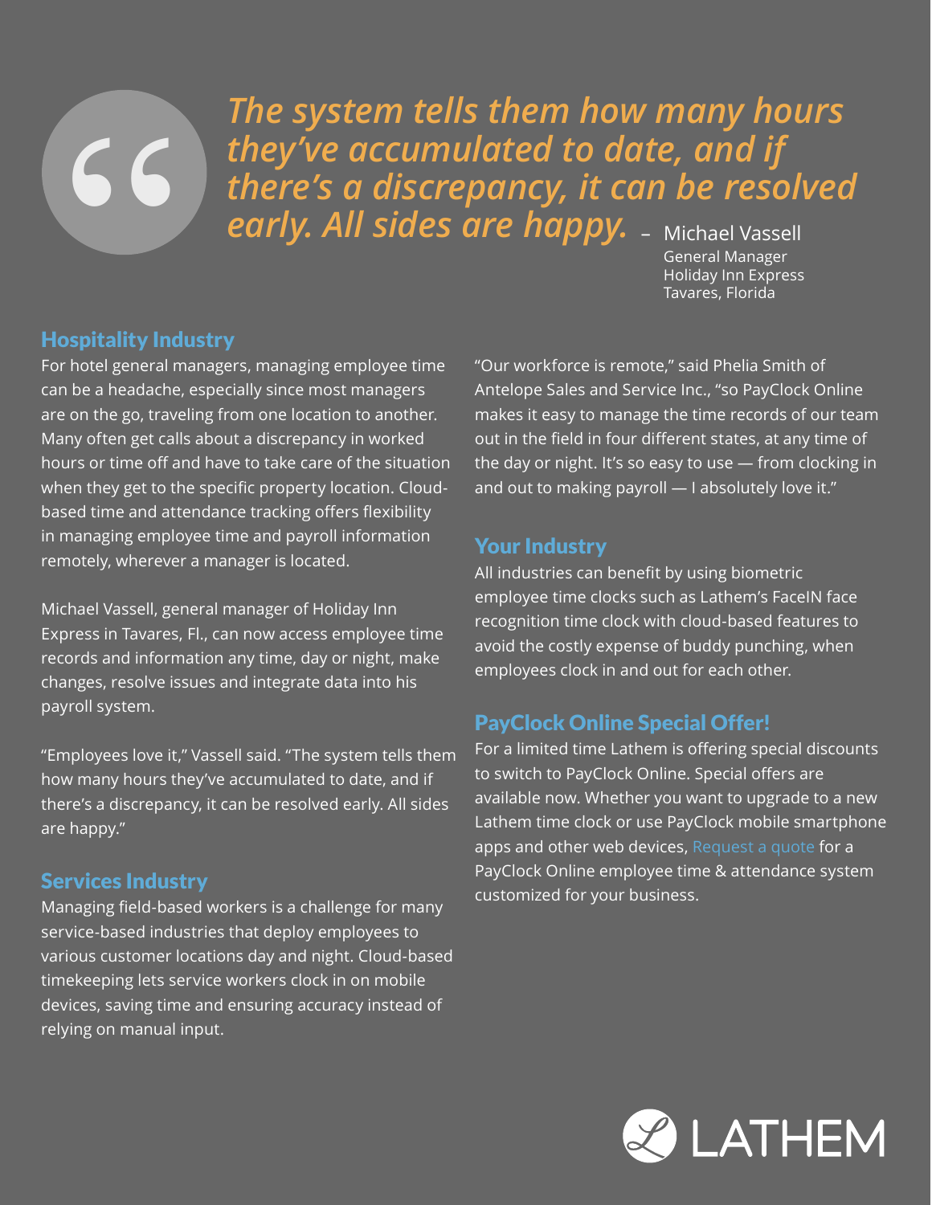> ***The system tells them how many hours they've accumulated to date, and if there's a discrepancy, it can be resolved early. All sides are happy.*** – Michael Vassell
> General Manager
> Holiday Inn Express
> Tavares, Florida

## Hospitality Industry

For hotel general managers, managing employee time can be a headache, especially since most managers are on the go, traveling from one location to another. Many often get calls about a discrepancy in worked hours or time off and have to take care of the situation when they get to the specific property location. Cloud-based time and attendance tracking offers flexibility in managing employee time and payroll information remotely, wherever a manager is located.

Michael Vassell, general manager of Holiday Inn Express in Tavares, Fl., can now access employee time records and information any time, day or night, make changes, resolve issues and integrate data into his payroll system.

"Employees love it," Vassell said. "The system tells them how many hours they've accumulated to date, and if there's a discrepancy, it can be resolved early. All sides are happy."

## Services Industry

Managing field-based workers is a challenge for many service-based industries that deploy employees to various customer locations day and night. Cloud-based timekeeping lets service workers clock in on mobile devices, saving time and ensuring accuracy instead of relying on manual input.

"Our workforce is remote," said Phelia Smith of Antelope Sales and Service Inc., "so PayClock Online makes it easy to manage the time records of our team out in the field in four different states, at any time of the day or night. It's so easy to use — from clocking in and out to making payroll — I absolutely love it."

## Your Industry

All industries can benefit by using biometric employee time clocks such as Lathem's FaceIN face recognition time clock with cloud-based features to avoid the costly expense of buddy punching, when employees clock in and out for each other.

## PayClock Online Special Offer!

For a limited time Lathem is offering special discounts to switch to PayClock Online. Special offers are available now. Whether you want to upgrade to a new Lathem time clock or use PayClock mobile smartphone apps and other web devices, Request a quote for a PayClock Online employee time & attendance system customized for your business.

LATHEM